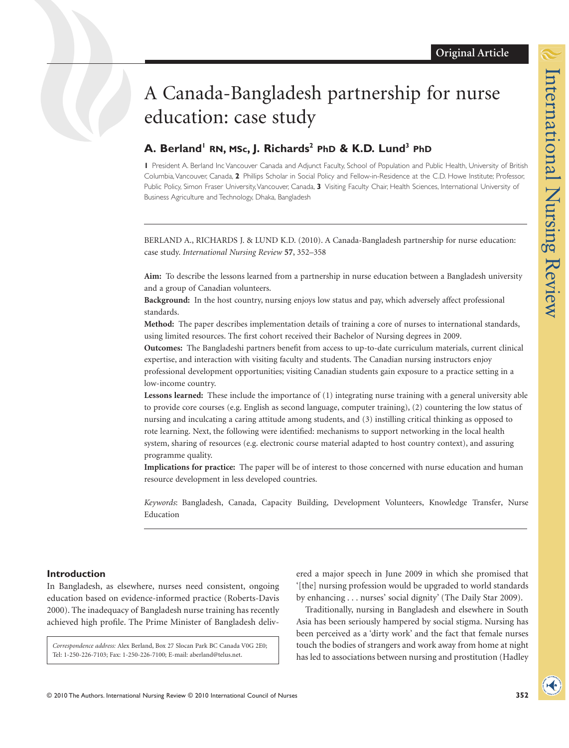Original Article

# A Canada-Bangladesh partnership for nurse education: case study

## A. Berland[1] RN, MSc, J. Richards[2] PhD & K.D. Lund[3] PhD

**1** President A. Berland Inc Vancouver Canada and Adjunct Faculty, School of Population and Public Health, University of British Columbia, Vancouver, Canada, **2** Phillips Scholar in Social Policy and Fellow-in-Residence at the C.D. Howe Institute; Professor, Public Policy, Simon Fraser University, Vancouver, Canada, **3** Visiting Faculty Chair, Health Sciences, International University of Business Agriculture and Technology, Dhaka, Bangladesh

BERLAND A., RICHARDS J. & LUND K.D. (2010). A Canada-Bangladesh partnership for nurse education: case study. *International Nursing Review* **57**, 352–358

**Aim:** To describe the lessons learned from a partnership in nurse education between a Bangladesh university and a group of Canadian volunteers.

**Background:** In the host country, nursing enjoys low status and pay, which adversely affect professional standards.

**Method:** The paper describes implementation details of training a core of nurses to international standards, using limited resources. The first cohort received their Bachelor of Nursing degrees in 2009.

**Outcomes:** The Bangladeshi partners benefit from access to up-to-date curriculum materials, current clinical expertise, and interaction with visiting faculty and students. The Canadian nursing instructors enjoy professional development opportunities; visiting Canadian students gain exposure to a practice setting in a low-income country.

**Lessons learned:** These include the importance of (1) integrating nurse training with a general university able to provide core courses (e.g. English as second language, computer training), (2) countering the low status of nursing and inculcating a caring attitude among students, and (3) instilling critical thinking as opposed to rote learning. Next, the following were identified: mechanisms to support networking in the local health system, sharing of resources (e.g. electronic course material adapted to host country context), and assuring programme quality.

**Implications for practice:** The paper will be of interest to those concerned with nurse education and human resource development in less developed countries.

*Keywords*: Bangladesh, Canada, Capacity Building, Development Volunteers, Knowledge Transfer, Nurse Education

## Introduction

In Bangladesh, as elsewhere, nurses need consistent, ongoing education based on evidence-informed practice (Roberts-Davis 2000). The inadequacy of Bangladesh nurse training has recently achieved high profile. The Prime Minister of Bangladesh delivered a major speech in June 2009 in which she promised that '[the] nursing profession would be upgraded to world standards by enhancing . . . nurses' social dignity' (The Daily Star 2009).

Traditionally, nursing in Bangladesh and elsewhere in South Asia has been seriously hampered by social stigma. Nursing has been perceived as a 'dirty work' and the fact that female nurses touch the bodies of strangers and work away from home at night has led to associations between nursing and prostitution (Hadley

*Correspondence address:* Alex Berland, Box 27 Slocan Park BC Canada V0G 2E0; Tel: 1-250-226-7103; Fax: 1-250-226-7100; E-mail: aberland@telus.net.

© 2010 The Authors. International Nursing Review © 2010 International Council of Nurses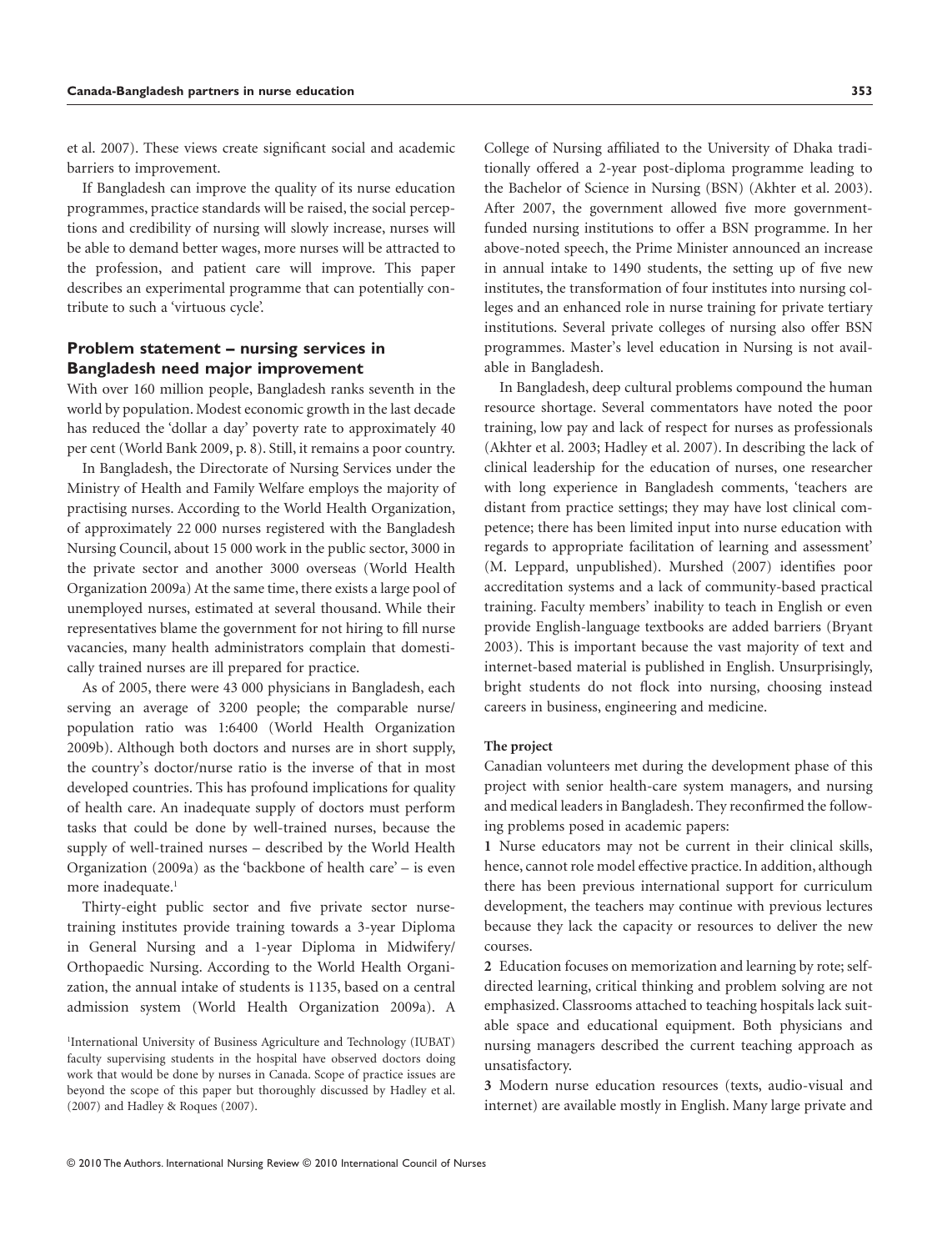et al. 2007). These views create significant social and academic barriers to improvement.

If Bangladesh can improve the quality of its nurse education programmes, practice standards will be raised, the social perceptions and credibility of nursing will slowly increase, nurses will be able to demand better wages, more nurses will be attracted to the profession, and patient care will improve. This paper describes an experimental programme that can potentially contribute to such a 'virtuous cycle'.

## Problem statement – nursing services in Bangladesh need major improvement

With over 160 million people, Bangladesh ranks seventh in the world by population. Modest economic growth in the last decade has reduced the 'dollar a day' poverty rate to approximately 40 per cent (World Bank 2009, p. 8). Still, it remains a poor country.

In Bangladesh, the Directorate of Nursing Services under the Ministry of Health and Family Welfare employs the majority of practising nurses. According to the World Health Organization, of approximately 22 000 nurses registered with the Bangladesh Nursing Council, about 15 000 work in the public sector, 3000 in the private sector and another 3000 overseas (World Health Organization 2009a) At the same time, there exists a large pool of unemployed nurses, estimated at several thousand. While their representatives blame the government for not hiring to fill nurse vacancies, many health administrators complain that domestically trained nurses are ill prepared for practice.

As of 2005, there were 43 000 physicians in Bangladesh, each serving an average of 3200 people; the comparable nurse/population ratio was 1:6400 (World Health Organization 2009b). Although both doctors and nurses are in short supply, the country's doctor/nurse ratio is the inverse of that in most developed countries. This has profound implications for quality of health care. An inadequate supply of doctors must perform tasks that could be done by well-trained nurses, because the supply of well-trained nurses – described by the World Health Organization (2009a) as the 'backbone of health care' – is even more inadequate.[1]

Thirty-eight public sector and five private sector nurse-training institutes provide training towards a 3-year Diploma in General Nursing and a 1-year Diploma in Midwifery/Orthopaedic Nursing. According to the World Health Organization, the annual intake of students is 1135, based on a central admission system (World Health Organization 2009a). A College of Nursing affiliated to the University of Dhaka traditionally offered a 2-year post-diploma programme leading to the Bachelor of Science in Nursing (BSN) (Akhter et al. 2003). After 2007, the government allowed five more government-funded nursing institutions to offer a BSN programme. In her above-noted speech, the Prime Minister announced an increase in annual intake to 1490 students, the setting up of five new institutes, the transformation of four institutes into nursing colleges and an enhanced role in nurse training for private tertiary institutions. Several private colleges of nursing also offer BSN programmes. Master's level education in Nursing is not available in Bangladesh.

In Bangladesh, deep cultural problems compound the human resource shortage. Several commentators have noted the poor training, low pay and lack of respect for nurses as professionals (Akhter et al. 2003; Hadley et al. 2007). In describing the lack of clinical leadership for the education of nurses, one researcher with long experience in Bangladesh comments, 'teachers are distant from practice settings; they may have lost clinical competence; there has been limited input into nurse education with regards to appropriate facilitation of learning and assessment' (M. Leppard, unpublished). Murshed (2007) identifies poor accreditation systems and a lack of community-based practical training. Faculty members' inability to teach in English or even provide English-language textbooks are added barriers (Bryant 2003). This is important because the vast majority of text and internet-based material is published in English. Unsurprisingly, bright students do not flock into nursing, choosing instead careers in business, engineering and medicine.

### The project

Canadian volunteers met during the development phase of this project with senior health-care system managers, and nursing and medical leaders in Bangladesh. They reconfirmed the following problems posed in academic papers:

**1** Nurse educators may not be current in their clinical skills, hence, cannot role model effective practice. In addition, although there has been previous international support for curriculum development, the teachers may continue with previous lectures because they lack the capacity or resources to deliver the new courses.

**2** Education focuses on memorization and learning by rote; self-directed learning, critical thinking and problem solving are not emphasized. Classrooms attached to teaching hospitals lack suitable space and educational equipment. Both physicians and nursing managers described the current teaching approach as unsatisfactory.

**3** Modern nurse education resources (texts, audio-visual and internet) are available mostly in English. Many large private and

[1] International University of Business Agriculture and Technology (IUBAT) faculty supervising students in the hospital have observed doctors doing work that would be done by nurses in Canada. Scope of practice issues are beyond the scope of this paper but thoroughly discussed by Hadley et al. (2007) and Hadley & Roques (2007).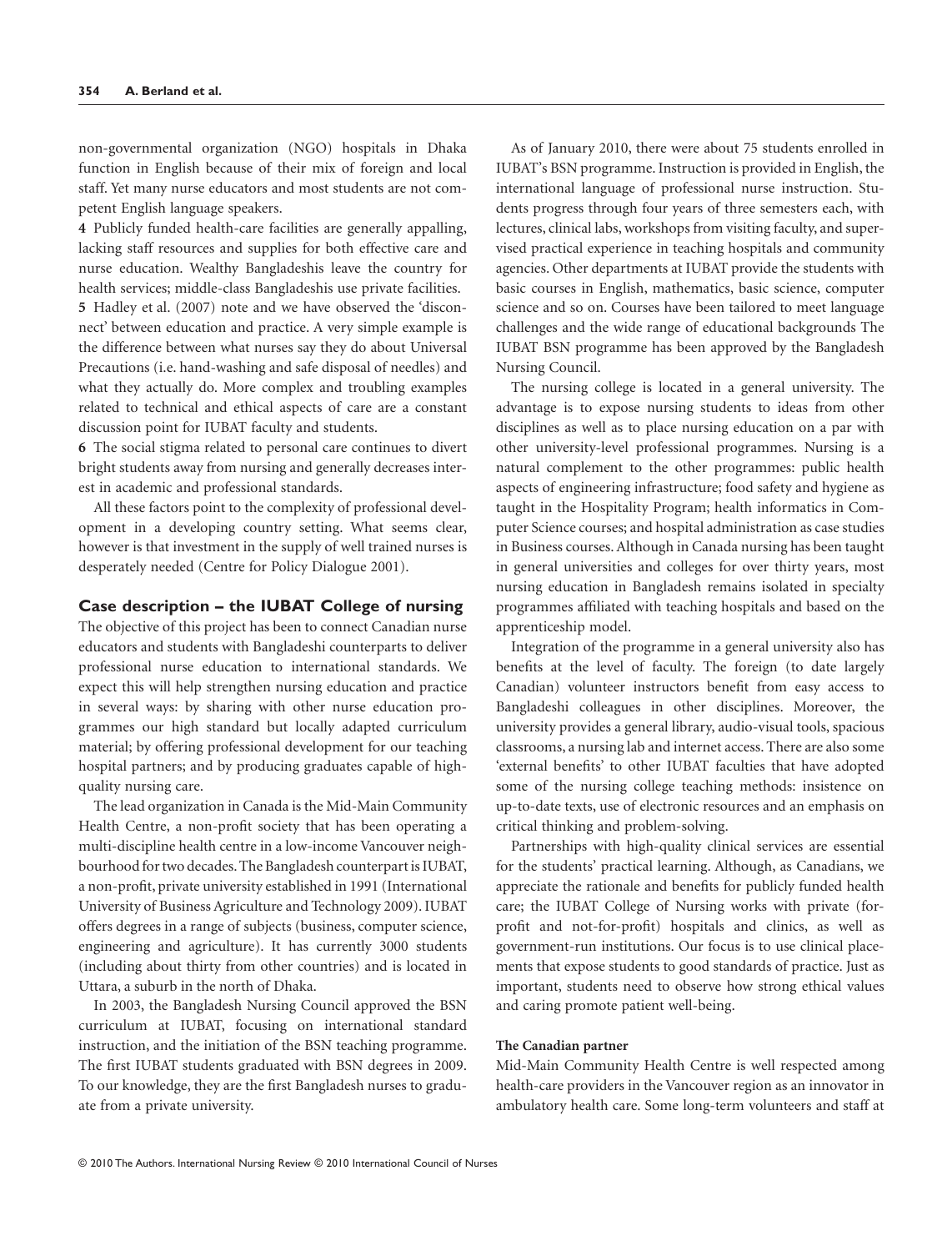non-governmental organization (NGO) hospitals in Dhaka function in English because of their mix of foreign and local staff. Yet many nurse educators and most students are not competent English language speakers.

**4** Publicly funded health-care facilities are generally appalling, lacking staff resources and supplies for both effective care and nurse education. Wealthy Bangladeshis leave the country for health services; middle-class Bangladeshis use private facilities.

**5** Hadley et al. (2007) note and we have observed the 'disconnect' between education and practice. A very simple example is the difference between what nurses say they do about Universal Precautions (i.e. hand-washing and safe disposal of needles) and what they actually do. More complex and troubling examples related to technical and ethical aspects of care are a constant discussion point for IUBAT faculty and students.

**6** The social stigma related to personal care continues to divert bright students away from nursing and generally decreases interest in academic and professional standards.

All these factors point to the complexity of professional development in a developing country setting. What seems clear, however is that investment in the supply of well trained nurses is desperately needed (Centre for Policy Dialogue 2001).

## Case description – the IUBAT College of nursing

The objective of this project has been to connect Canadian nurse educators and students with Bangladeshi counterparts to deliver professional nurse education to international standards. We expect this will help strengthen nursing education and practice in several ways: by sharing with other nurse education programmes our high standard but locally adapted curriculum material; by offering professional development for our teaching hospital partners; and by producing graduates capable of high-quality nursing care.

The lead organization in Canada is the Mid-Main Community Health Centre, a non-profit society that has been operating a multi-discipline health centre in a low-income Vancouver neighbourhood for two decades. The Bangladesh counterpart is IUBAT, a non-profit, private university established in 1991 (International University of Business Agriculture and Technology 2009). IUBAT offers degrees in a range of subjects (business, computer science, engineering and agriculture). It has currently 3000 students (including about thirty from other countries) and is located in Uttara, a suburb in the north of Dhaka.

In 2003, the Bangladesh Nursing Council approved the BSN curriculum at IUBAT, focusing on international standard instruction, and the initiation of the BSN teaching programme. The first IUBAT students graduated with BSN degrees in 2009. To our knowledge, they are the first Bangladesh nurses to graduate from a private university.

As of January 2010, there were about 75 students enrolled in IUBAT's BSN programme. Instruction is provided in English, the international language of professional nurse instruction. Students progress through four years of three semesters each, with lectures, clinical labs, workshops from visiting faculty, and supervised practical experience in teaching hospitals and community agencies. Other departments at IUBAT provide the students with basic courses in English, mathematics, basic science, computer science and so on. Courses have been tailored to meet language challenges and the wide range of educational backgrounds The IUBAT BSN programme has been approved by the Bangladesh Nursing Council.

The nursing college is located in a general university. The advantage is to expose nursing students to ideas from other disciplines as well as to place nursing education on a par with other university-level professional programmes. Nursing is a natural complement to the other programmes: public health aspects of engineering infrastructure; food safety and hygiene as taught in the Hospitality Program; health informatics in Computer Science courses; and hospital administration as case studies in Business courses. Although in Canada nursing has been taught in general universities and colleges for over thirty years, most nursing education in Bangladesh remains isolated in specialty programmes affiliated with teaching hospitals and based on the apprenticeship model.

Integration of the programme in a general university also has benefits at the level of faculty. The foreign (to date largely Canadian) volunteer instructors benefit from easy access to Bangladeshi colleagues in other disciplines. Moreover, the university provides a general library, audio-visual tools, spacious classrooms, a nursing lab and internet access. There are also some 'external benefits' to other IUBAT faculties that have adopted some of the nursing college teaching methods: insistence on up-to-date texts, use of electronic resources and an emphasis on critical thinking and problem-solving.

Partnerships with high-quality clinical services are essential for the students' practical learning. Although, as Canadians, we appreciate the rationale and benefits for publicly funded health care; the IUBAT College of Nursing works with private (for-profit and not-for-profit) hospitals and clinics, as well as government-run institutions. Our focus is to use clinical placements that expose students to good standards of practice. Just as important, students need to observe how strong ethical values and caring promote patient well-being.

### The Canadian partner

Mid-Main Community Health Centre is well respected among health-care providers in the Vancouver region as an innovator in ambulatory health care. Some long-term volunteers and staff at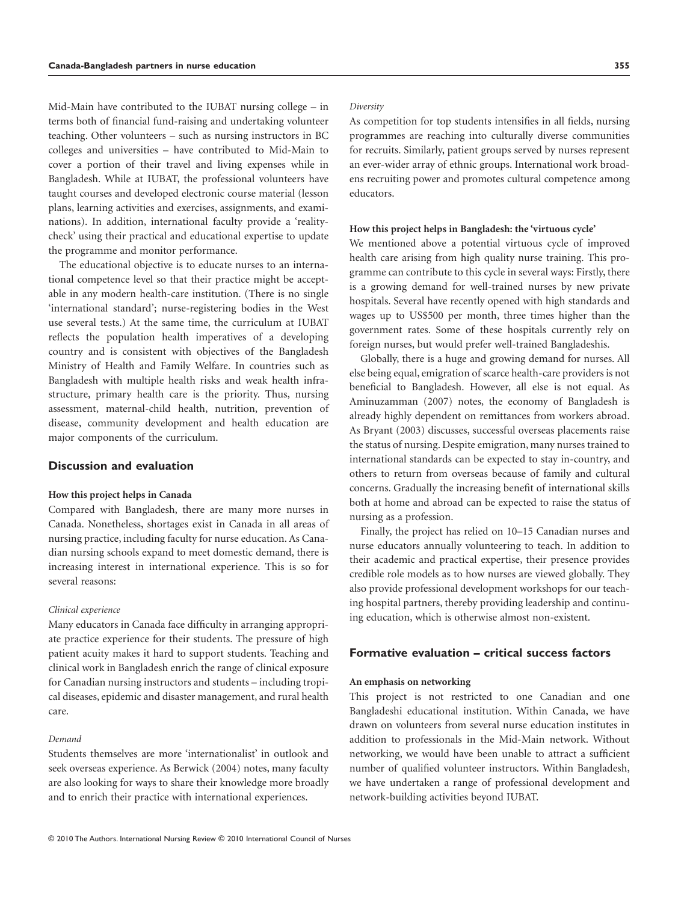Mid-Main have contributed to the IUBAT nursing college – in terms both of financial fund-raising and undertaking volunteer teaching. Other volunteers – such as nursing instructors in BC colleges and universities – have contributed to Mid-Main to cover a portion of their travel and living expenses while in Bangladesh. While at IUBAT, the professional volunteers have taught courses and developed electronic course material (lesson plans, learning activities and exercises, assignments, and examinations). In addition, international faculty provide a 'reality-check' using their practical and educational expertise to update the programme and monitor performance.

The educational objective is to educate nurses to an international competence level so that their practice might be acceptable in any modern health-care institution. (There is no single 'international standard'; nurse-registering bodies in the West use several tests.) At the same time, the curriculum at IUBAT reflects the population health imperatives of a developing country and is consistent with objectives of the Bangladesh Ministry of Health and Family Welfare. In countries such as Bangladesh with multiple health risks and weak health infrastructure, primary health care is the priority. Thus, nursing assessment, maternal-child health, nutrition, prevention of disease, community development and health education are major components of the curriculum.

## Discussion and evaluation

### How this project helps in Canada

Compared with Bangladesh, there are many more nurses in Canada. Nonetheless, shortages exist in Canada in all areas of nursing practice, including faculty for nurse education. As Canadian nursing schools expand to meet domestic demand, there is increasing interest in international experience. This is so for several reasons:

*Clinical experience*

Many educators in Canada face difficulty in arranging appropriate practice experience for their students. The pressure of high patient acuity makes it hard to support students. Teaching and clinical work in Bangladesh enrich the range of clinical exposure for Canadian nursing instructors and students – including tropical diseases, epidemic and disaster management, and rural health care.

*Demand*

Students themselves are more 'internationalist' in outlook and seek overseas experience. As Berwick (2004) notes, many faculty are also looking for ways to share their knowledge more broadly and to enrich their practice with international experiences.

*Diversity*

As competition for top students intensifies in all fields, nursing programmes are reaching into culturally diverse communities for recruits. Similarly, patient groups served by nurses represent an ever-wider array of ethnic groups. International work broadens recruiting power and promotes cultural competence among educators.

### How this project helps in Bangladesh: the 'virtuous cycle'

We mentioned above a potential virtuous cycle of improved health care arising from high quality nurse training. This programme can contribute to this cycle in several ways: Firstly, there is a growing demand for well-trained nurses by new private hospitals. Several have recently opened with high standards and wages up to US$500 per month, three times higher than the government rates. Some of these hospitals currently rely on foreign nurses, but would prefer well-trained Bangladeshis.

Globally, there is a huge and growing demand for nurses. All else being equal, emigration of scarce health-care providers is not beneficial to Bangladesh. However, all else is not equal. As Aminuzamman (2007) notes, the economy of Bangladesh is already highly dependent on remittances from workers abroad. As Bryant (2003) discusses, successful overseas placements raise the status of nursing. Despite emigration, many nurses trained to international standards can be expected to stay in-country, and others to return from overseas because of family and cultural concerns. Gradually the increasing benefit of international skills both at home and abroad can be expected to raise the status of nursing as a profession.

Finally, the project has relied on 10–15 Canadian nurses and nurse educators annually volunteering to teach. In addition to their academic and practical expertise, their presence provides credible role models as to how nurses are viewed globally. They also provide professional development workshops for our teaching hospital partners, thereby providing leadership and continuing education, which is otherwise almost non-existent.

## Formative evaluation – critical success factors

### An emphasis on networking

This project is not restricted to one Canadian and one Bangladeshi educational institution. Within Canada, we have drawn on volunteers from several nurse education institutes in addition to professionals in the Mid-Main network. Without networking, we would have been unable to attract a sufficient number of qualified volunteer instructors. Within Bangladesh, we have undertaken a range of professional development and network-building activities beyond IUBAT.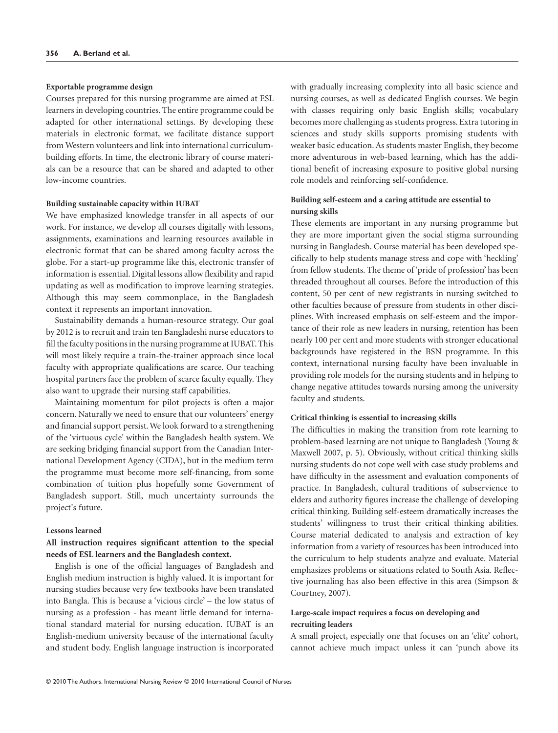#### Exportable programme design

Courses prepared for this nursing programme are aimed at ESL learners in developing countries. The entire programme could be adapted for other international settings. By developing these materials in electronic format, we facilitate distance support from Western volunteers and link into international curriculum-building efforts. In time, the electronic library of course materials can be a resource that can be shared and adapted to other low-income countries.

#### Building sustainable capacity within IUBAT

We have emphasized knowledge transfer in all aspects of our work. For instance, we develop all courses digitally with lessons, assignments, examinations and learning resources available in electronic format that can be shared among faculty across the globe. For a start-up programme like this, electronic transfer of information is essential. Digital lessons allow flexibility and rapid updating as well as modification to improve learning strategies. Although this may seem commonplace, in the Bangladesh context it represents an important innovation.

Sustainability demands a human-resource strategy. Our goal by 2012 is to recruit and train ten Bangladeshi nurse educators to fill the faculty positions in the nursing programme at IUBAT. This will most likely require a train-the-trainer approach since local faculty with appropriate qualifications are scarce. Our teaching hospital partners face the problem of scarce faculty equally. They also want to upgrade their nursing staff capabilities.

Maintaining momentum for pilot projects is often a major concern. Naturally we need to ensure that our volunteers' energy and financial support persist. We look forward to a strengthening of the 'virtuous cycle' within the Bangladesh health system. We are seeking bridging financial support from the Canadian International Development Agency (CIDA), but in the medium term the programme must become more self-financing, from some combination of tuition plus hopefully some Government of Bangladesh support. Still, much uncertainty surrounds the project's future.

#### Lessons learned

**All instruction requires significant attention to the special needs of ESL learners and the Bangladesh context.**

English is one of the official languages of Bangladesh and English medium instruction is highly valued. It is important for nursing studies because very few textbooks have been translated into Bangla. This is because a 'vicious circle' – the low status of nursing as a profession - has meant little demand for international standard material for nursing education. IUBAT is an English-medium university because of the international faculty and student body. English language instruction is incorporated with gradually increasing complexity into all basic science and nursing courses, as well as dedicated English courses. We begin with classes requiring only basic English skills; vocabulary becomes more challenging as students progress. Extra tutoring in sciences and study skills supports promising students with weaker basic education. As students master English, they become more adventurous in web-based learning, which has the additional benefit of increasing exposure to positive global nursing role models and reinforcing self-confidence.

#### Building self-esteem and a caring attitude are essential to nursing skills

These elements are important in any nursing programme but they are more important given the social stigma surrounding nursing in Bangladesh. Course material has been developed specifically to help students manage stress and cope with 'heckling' from fellow students. The theme of 'pride of profession' has been threaded throughout all courses. Before the introduction of this content, 50 per cent of new registrants in nursing switched to other faculties because of pressure from students in other disciplines. With increased emphasis on self-esteem and the importance of their role as new leaders in nursing, retention has been nearly 100 per cent and more students with stronger educational backgrounds have registered in the BSN programme. In this context, international nursing faculty have been invaluable in providing role models for the nursing students and in helping to change negative attitudes towards nursing among the university faculty and students.

#### Critical thinking is essential to increasing skills

The difficulties in making the transition from rote learning to problem-based learning are not unique to Bangladesh (Young & Maxwell 2007, p. 5). Obviously, without critical thinking skills nursing students do not cope well with case study problems and have difficulty in the assessment and evaluation components of practice. In Bangladesh, cultural traditions of subservience to elders and authority figures increase the challenge of developing critical thinking. Building self-esteem dramatically increases the students' willingness to trust their critical thinking abilities. Course material dedicated to analysis and extraction of key information from a variety of resources has been introduced into the curriculum to help students analyze and evaluate. Material emphasizes problems or situations related to South Asia. Reflective journaling has also been effective in this area (Simpson & Courtney, 2007).

#### Large-scale impact requires a focus on developing and recruiting leaders

A small project, especially one that focuses on an 'elite' cohort, cannot achieve much impact unless it can 'punch above its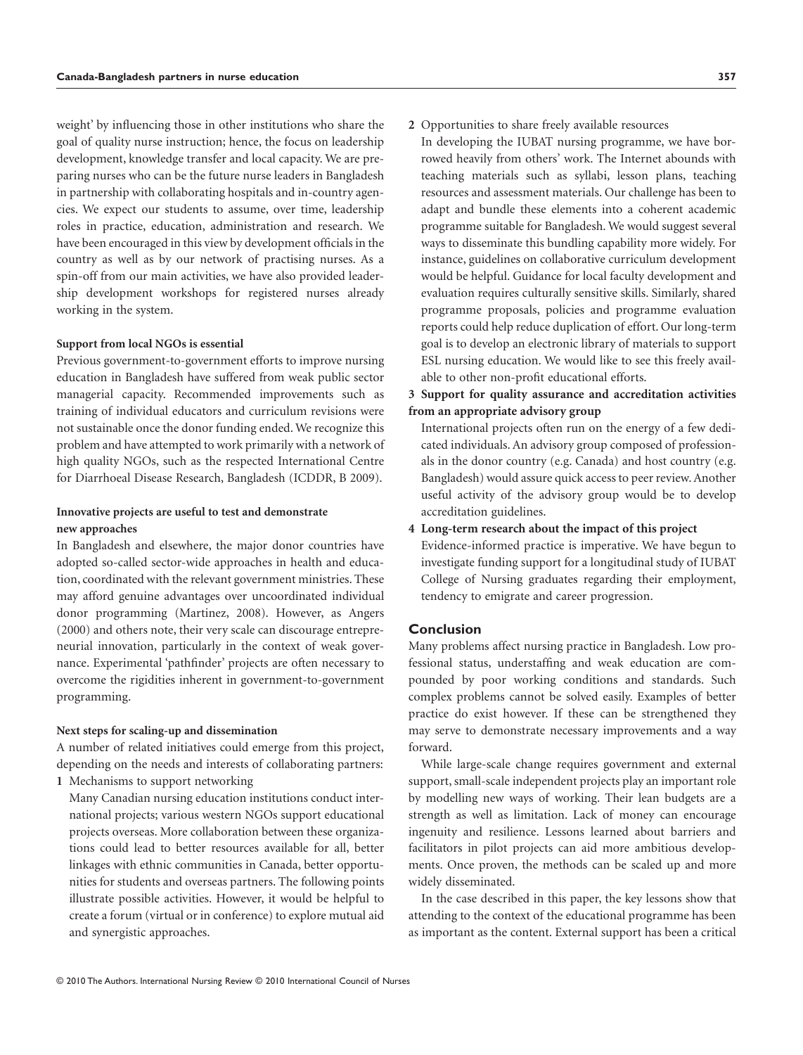weight' by influencing those in other institutions who share the goal of quality nurse instruction; hence, the focus on leadership development, knowledge transfer and local capacity. We are preparing nurses who can be the future nurse leaders in Bangladesh in partnership with collaborating hospitals and in-country agencies. We expect our students to assume, over time, leadership roles in practice, education, administration and research. We have been encouraged in this view by development officials in the country as well as by our network of practising nurses. As a spin-off from our main activities, we have also provided leadership development workshops for registered nurses already working in the system.

#### Support from local NGOs is essential

Previous government-to-government efforts to improve nursing education in Bangladesh have suffered from weak public sector managerial capacity. Recommended improvements such as training of individual educators and curriculum revisions were not sustainable once the donor funding ended. We recognize this problem and have attempted to work primarily with a network of high quality NGOs, such as the respected International Centre for Diarrhoeal Disease Research, Bangladesh (ICDDR, B 2009).

#### Innovative projects are useful to test and demonstrate new approaches

In Bangladesh and elsewhere, the major donor countries have adopted so-called sector-wide approaches in health and education, coordinated with the relevant government ministries. These may afford genuine advantages over uncoordinated individual donor programming (Martinez, 2008). However, as Angers (2000) and others note, their very scale can discourage entrepreneurial innovation, particularly in the context of weak governance. Experimental 'pathfinder' projects are often necessary to overcome the rigidities inherent in government-to-government programming.

#### Next steps for scaling-up and dissemination

A number of related initiatives could emerge from this project, depending on the needs and interests of collaborating partners:

1. Mechanisms to support networking
   Many Canadian nursing education institutions conduct international projects; various western NGOs support educational projects overseas. More collaboration between these organizations could lead to better resources available for all, better linkages with ethnic communities in Canada, better opportunities for students and overseas partners. The following points illustrate possible activities. However, it would be helpful to create a forum (virtual or in conference) to explore mutual aid and synergistic approaches.
2. Opportunities to share freely available resources
   In developing the IUBAT nursing programme, we have borrowed heavily from others' work. The Internet abounds with teaching materials such as syllabi, lesson plans, teaching resources and assessment materials. Our challenge has been to adapt and bundle these elements into a coherent academic programme suitable for Bangladesh. We would suggest several ways to disseminate this bundling capability more widely. For instance, guidelines on collaborative curriculum development would be helpful. Guidance for local faculty development and evaluation requires culturally sensitive skills. Similarly, shared programme proposals, policies and programme evaluation reports could help reduce duplication of effort. Our long-term goal is to develop an electronic library of materials to support ESL nursing education. We would like to see this freely available to other non-profit educational efforts.
3. **Support for quality assurance and accreditation activities from an appropriate advisory group**
   International projects often run on the energy of a few dedicated individuals. An advisory group composed of professionals in the donor country (e.g. Canada) and host country (e.g. Bangladesh) would assure quick access to peer review. Another useful activity of the advisory group would be to develop accreditation guidelines.
4. **Long-term research about the impact of this project**
   Evidence-informed practice is imperative. We have begun to investigate funding support for a longitudinal study of IUBAT College of Nursing graduates regarding their employment, tendency to emigrate and career progression.

## Conclusion

Many problems affect nursing practice in Bangladesh. Low professional status, understaffing and weak education are compounded by poor working conditions and standards. Such complex problems cannot be solved easily. Examples of better practice do exist however. If these can be strengthened they may serve to demonstrate necessary improvements and a way forward.

While large-scale change requires government and external support, small-scale independent projects play an important role by modelling new ways of working. Their lean budgets are a strength as well as limitation. Lack of money can encourage ingenuity and resilience. Lessons learned about barriers and facilitators in pilot projects can aid more ambitious developments. Once proven, the methods can be scaled up and more widely disseminated.

In the case described in this paper, the key lessons show that attending to the context of the educational programme has been as important as the content. External support has been a critical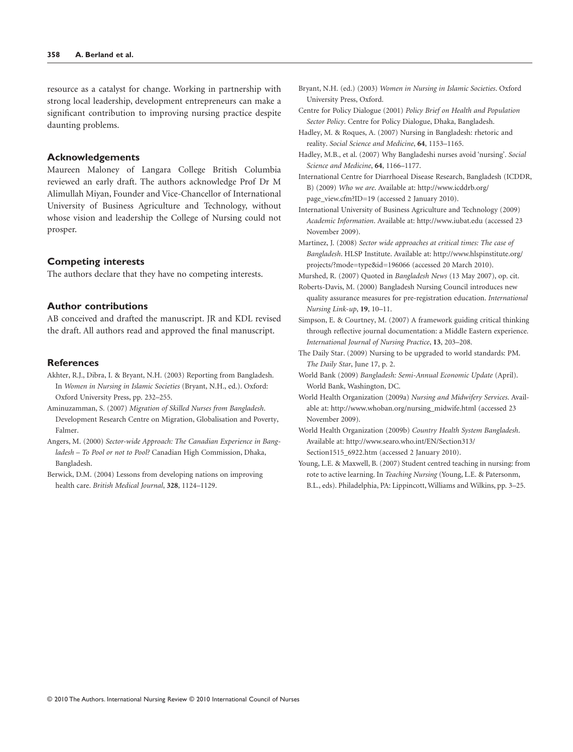resource as a catalyst for change. Working in partnership with strong local leadership, development entrepreneurs can make a significant contribution to improving nursing practice despite daunting problems.

## Acknowledgements

Maureen Maloney of Langara College British Columbia reviewed an early draft. The authors acknowledge Prof Dr M Alimullah Miyan, Founder and Vice-Chancellor of International University of Business Agriculture and Technology, without whose vision and leadership the College of Nursing could not prosper.

## Competing interests

The authors declare that they have no competing interests.

## Author contributions

AB conceived and drafted the manuscript. JR and KDL revised the draft. All authors read and approved the final manuscript.

## References

Akhter, R.J., Dibra, I. & Bryant, N.H. (2003) Reporting from Bangladesh. In *Women in Nursing in Islamic Societies* (Bryant, N.H., ed.). Oxford: Oxford University Press, pp. 232–255.

Aminuzamman, S. (2007) *Migration of Skilled Nurses from Bangladesh*. Development Research Centre on Migration, Globalisation and Poverty, Falmer.

Angers, M. (2000) *Sector-wide Approach: The Canadian Experience in Bangladesh – To Pool or not to Pool?* Canadian High Commission, Dhaka, Bangladesh.

Berwick, D.M. (2004) Lessons from developing nations on improving health care. *British Medical Journal*, **328**, 1124–1129.

Bryant, N.H. (ed.) (2003) *Women in Nursing in Islamic Societies*. Oxford University Press, Oxford.

Centre for Policy Dialogue (2001) *Policy Brief on Health and Population Sector Policy*. Centre for Policy Dialogue, Dhaka, Bangladesh.

Hadley, M. & Roques, A. (2007) Nursing in Bangladesh: rhetoric and reality. *Social Science and Medicine*, **64**, 1153–1165.

Hadley, M.B., et al. (2007) Why Bangladeshi nurses avoid 'nursing'. *Social Science and Medicine*, **64**, 1166–1177.

International Centre for Diarrhoeal Disease Research, Bangladesh (ICDDR, B) (2009) *Who we are*. Available at: http://www.icddrb.org/page_view.cfm?ID=19 (accessed 2 January 2010).

International University of Business Agriculture and Technology (2009) *Academic Information*. Available at: http://www.iubat.edu (accessed 23 November 2009).

Martinez, J. (2008) *Sector wide approaches at critical times: The case of Bangladesh*. HLSP Institute. Available at: http://www.hlspinstitute.org/projects/?mode=type&id=196066 (accessed 20 March 2010).

Murshed, R. (2007) Quoted in *Bangladesh News* (13 May 2007), op. cit.

Roberts-Davis, M. (2000) Bangladesh Nursing Council introduces new quality assurance measures for pre-registration education. *International Nursing Link-up*, **19**, 10–11.

Simpson, E. & Courtney, M. (2007) A framework guiding critical thinking through reflective journal documentation: a Middle Eastern experience. *International Journal of Nursing Practice*, **13**, 203–208.

The Daily Star. (2009) Nursing to be upgraded to world standards: PM. *The Daily Star*, June 17, p. 2.

World Bank (2009) *Bangladesh: Semi-Annual Economic Update* (April). World Bank, Washington, DC.

World Health Organization (2009a) *Nursing and Midwifery Services*. Available at: http://www.whoban.org/nursing_midwife.html (accessed 23 November 2009).

World Health Organization (2009b) *Country Health System Bangladesh*. Available at: http://www.searo.who.int/EN/Section313/Section1515_6922.htm (accessed 2 January 2010).

Young, L.E. & Maxwell, B. (2007) Student centred teaching in nursing: from rote to active learning. In *Teaching Nursing* (Young, L.E. & Patersonm, B.L., eds). Philadelphia, PA: Lippincott, Williams and Wilkins, pp. 3–25.